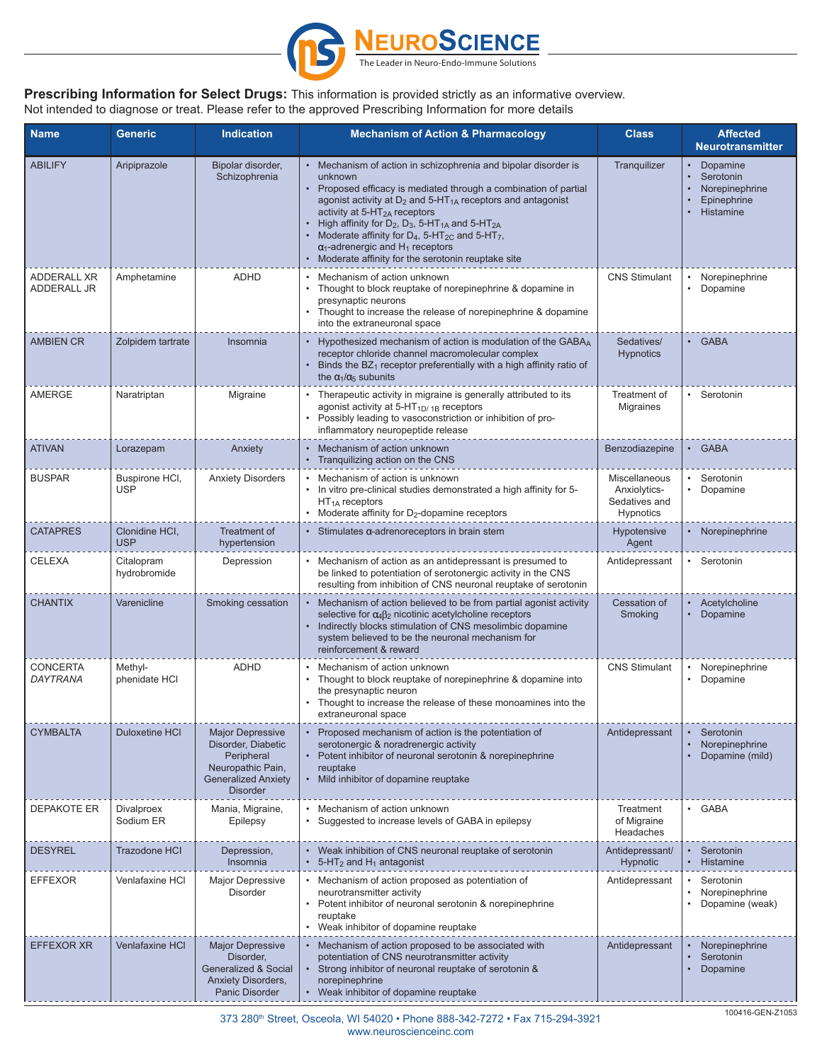**Prescribing Information for Select Drugs:** This information is provided strictly as an informative overview. Not intended to diagnose or treat. Please refer to the approved Prescribing Information for more details

| Name | Generic | Indication | Mechanism of Action & Pharmacology | Class | Affected Neurotransmitter |
|---|---|---|---|---|---|
| ABILIFY | Aripiprazole | Bipolar disorder, Schizophrenia | • Mechanism of action in schizophrenia and bipolar disorder is unknown<br>• Proposed efficacy is mediated through a combination of partial agonist activity at $D_2$ and 5-$HT_{1A}$ receptors and antagonist activity at 5-$HT_{2A}$ receptors<br>• High affinity for $D_2$, $D_3$, 5-$HT_{1A}$ and 5-$HT_{2A}$<br>• Moderate affinity for $D_4$, 5-$HT_{2C}$ and 5-$HT_7$, $\alpha_1$-adrenergic and $H_1$ receptors<br>• Moderate affinity for the serotonin reuptake site | Tranquilizer | • Dopamine<br>• Serotonin<br>• Norepinephrine<br>• Epinephrine<br>• Histamine |
| ADDERALL XR<br>ADDERALL JR | Amphetamine | ADHD | • Mechanism of action unknown<br>• Thought to block reuptake of norepinephrine & dopamine in presynaptic neurons<br>• Thought to increase the release of norepinephrine & dopamine into the extraneuronal space | CNS Stimulant | • Norepinephrine<br>• Dopamine |
| AMBIEN CR | Zolpidem tartrate | Insomnia | • Hypothesized mechanism of action is modulation of the $GABA_A$ receptor chloride channel macromolecular complex<br>• Binds the $BZ_1$ receptor preferentially with a high affinity ratio of the $\alpha_1/\alpha_5$ subunits | Sedatives/ Hypnotics | • GABA |
| AMERGE | Naratriptan | Migraine | • Therapeutic activity in migraine is generally attributed to its agonist activity at 5-$HT_{1D/1B}$ receptors<br>• Possibly leading to vasoconstriction or inhibition of pro-inflammatory neuropeptide release | Treatment of Migraines | • Serotonin |
| ATIVAN | Lorazepam | Anxiety | • Mechanism of action unknown<br>• Tranquilizing action on the CNS | Benzodiazepine | • GABA |
| BUSPAR | Buspirone HCl, USP | Anxiety Disorders | • Mechanism of action is unknown<br>• In vitro pre-clinical studies demonstrated a high affinity for 5-$HT_{1A}$ receptors<br>• Moderate affinity for $D_2$-dopamine receptors | Miscellaneous Anxiolytics-Sedatives and Hypnotics | • Serotonin<br>• Dopamine |
| CATAPRES | Clonidine HCl, USP | Treatment of hypertension | • Stimulates α-adrenoreceptors in brain stem | Hypotensive Agent | • Norepinephrine |
| CELEXA | Citalopram hydrobromide | Depression | • Mechanism of action as an antidepressant is presumed to be linked to potentiation of serotonergic activity in the CNS resulting from inhibition of CNS neuronal reuptake of serotonin | Antidepressant | • Serotonin |
| CHANTIX | Varenicline | Smoking cessation | • Mechanism of action believed to be from partial agonist activity selective for $\alpha_4\beta_2$ nicotinic acetylcholine receptors<br>• Indirectly blocks stimulation of CNS mesolimbic dopamine system believed to be the neuronal mechanism for reinforcement & reward | Cessation of Smoking | • Acetylcholine<br>• Dopamine |
| CONCERTA<br>*DAYTRANA* | Methyl-phenidate HCl | ADHD | • Mechanism of action unknown<br>• Thought to block reuptake of norepinephrine & dopamine into the presynaptic neuron<br>• Thought to increase the release of these monoamines into the extraneuronal space | CNS Stimulant | • Norepinephrine<br>• Dopamine |
| CYMBALTA | Duloxetine HCl | Major Depressive Disorder, Diabetic Peripheral Neuropathic Pain, Generalized Anxiety Disorder | • Proposed mechanism of action is the potentiation of serotonergic & noradrenergic activity<br>• Potent inhibitor of neuronal serotonin & norepinephrine reuptake<br>• Mild inhibitor of dopamine reuptake | Antidepressant | • Serotonin<br>• Norepinephrine<br>• Dopamine (mild) |
| DEPAKOTE ER | Divalproex Sodium ER | Mania, Migraine, Epilepsy | • Mechanism of action unknown<br>• Suggested to increase levels of GABA in epilepsy | Treatment of Migraine Headaches | • GABA |
| DESYREL | Trazodone HCl | Depression, Insomnia | • Weak inhibition of CNS neuronal reuptake of serotonin<br>• 5-$HT_2$ and $H_1$ antagonist | Antidepressant/ Hypnotic | • Serotonin<br>• Histamine |
| EFFEXOR | Venlafaxine HCl | Major Depressive Disorder | • Mechanism of action proposed as potentiation of neurotransmitter activity<br>• Potent inhibitor of neuronal serotonin & norepinephrine reuptake<br>• Weak inhibitor of dopamine reuptake | Antidepressant | • Serotonin<br>• Norepinephrine<br>• Dopamine (weak) |
| EFFEXOR XR | Venlafaxine HCl | Major Depressive Disorder, Generalized & Social Anxiety Disorders, Panic Disorder | • Mechanism of action proposed to be associated with potentiation of CNS neurotransmitter activity<br>• Strong inhibitor of neuronal reuptake of serotonin & norepinephrine<br>• Weak inhibitor of dopamine reuptake | Antidepressant | • Norepinephrine<br>• Serotonin<br>• Dopamine |

373 280th Street, Osceola, WI 54020 • Phone 888-342-7272 • Fax 715-294-3921
www.neuroscienceinc.com

100416-GEN-Z1053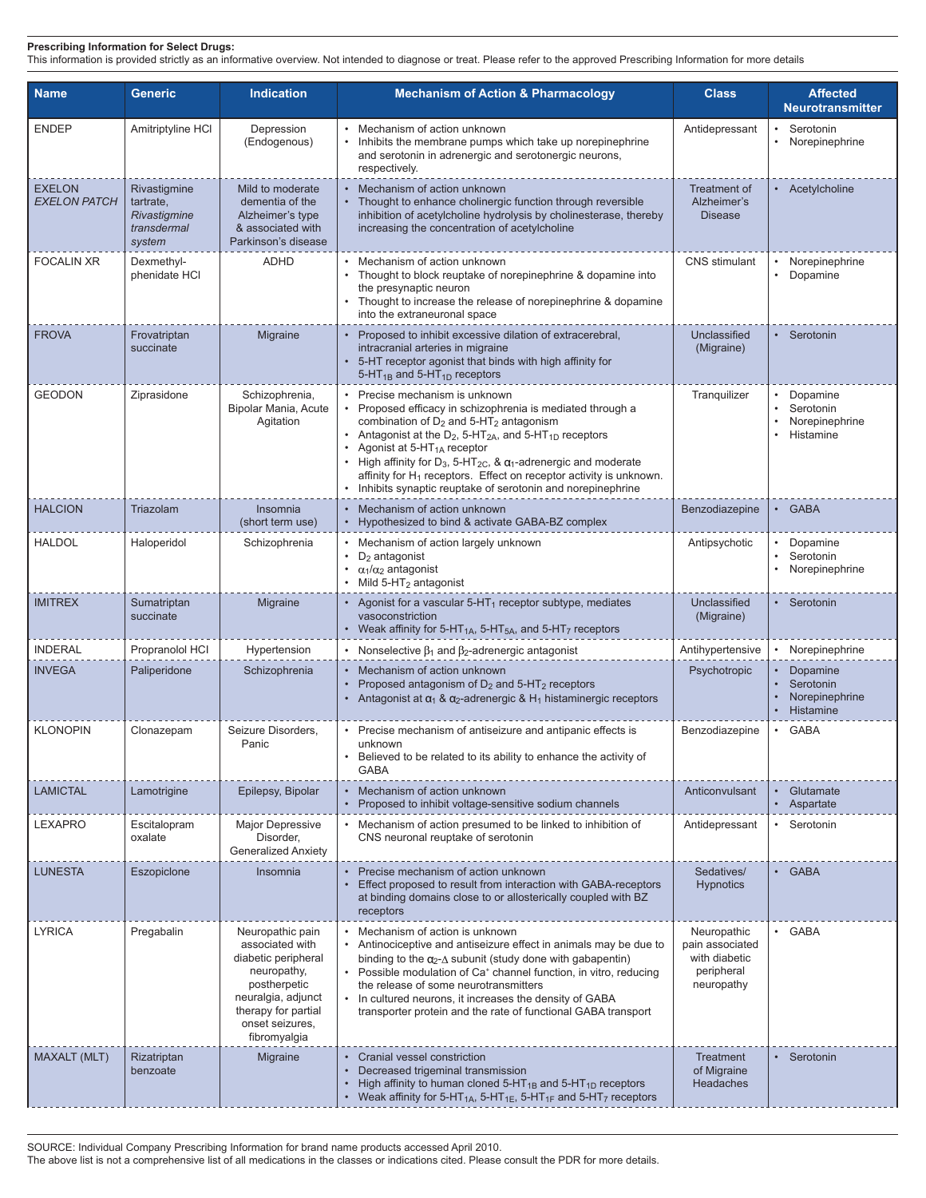**Prescribing Information for Select Drugs:**
This information is provided strictly as an informative overview. Not intended to diagnose or treat. Please refer to the approved Prescribing Information for more details

| Name | Generic | Indication | Mechanism of Action & Pharmacology | Class | Affected Neurotransmitter |
|---|---|---|---|---|---|
| ENDEP | Amitriptyline HCl | Depression (Endogenous) | • Mechanism of action unknown<br>• Inhibits the membrane pumps which take up norepinephrine and serotonin in adrenergic and serotonergic neurons, respectively. | Antidepressant | • Serotonin<br>• Norepinephrine |
| EXELON<br>*EXELON PATCH* | Rivastigmine tartrate,<br>*Rivastigmine transdermal system* | Mild to moderate dementia of the Alzheimer's type & associated with Parkinson's disease | • Mechanism of action unknown<br>• Thought to enhance cholinergic function through reversible inhibition of acetylcholine hydrolysis by cholinesterase, thereby increasing the concentration of acetylcholine | Treatment of Alzheimer's Disease | • Acetylcholine |
| FOCALIN XR | Dexmethyl-phenidate HCl | ADHD | • Mechanism of action unknown<br>• Thought to block reuptake of norepinephrine & dopamine into the presynaptic neuron<br>• Thought to increase the release of norepinephrine & dopamine into the extraneuronal space | CNS stimulant | • Norepinephrine<br>• Dopamine |
| FROVA | Frovatriptan succinate | Migraine | • Proposed to inhibit excessive dilation of extracerebral, intracranial arteries in migraine<br>• 5-HT receptor agonist that binds with high affinity for $5\text{-HT}_{1B}$ and $5\text{-HT}_{1D}$ receptors | Unclassified (Migraine) | • Serotonin |
| GEODON | Ziprasidone | Schizophrenia, Bipolar Mania, Acute Agitation | • Precise mechanism is unknown<br>• Proposed efficacy in schizophrenia is mediated through a combination of $D_2$ and $5\text{-HT}_2$ antagonism<br>• Antagonist at the $D_2$, $5\text{-HT}_{2A}$, and $5\text{-HT}_{1D}$ receptors<br>• Agonist at $5\text{-HT}_{1A}$ receptor<br>• High affinity for $D_3$, $5\text{-HT}_{2C}$, & $\alpha_1$-adrenergic and moderate affinity for $H_1$ receptors. Effect on receptor activity is unknown.<br>• Inhibits synaptic reuptake of serotonin and norepinephrine | Tranquilizer | • Dopamine<br>• Serotonin<br>• Norepinephrine<br>• Histamine |
| HALCION | Triazolam | Insomnia (short term use) | • Mechanism of action unknown<br>• Hypothesized to bind & activate GABA-BZ complex | Benzodiazepine | • GABA |
| HALDOL | Haloperidol | Schizophrenia | • Mechanism of action largely unknown<br>• $D_2$ antagonist<br>• $\alpha_1/\alpha_2$ antagonist<br>• Mild $5\text{-HT}_2$ antagonist | Antipsychotic | • Dopamine<br>• Serotonin<br>• Norepinephrine |
| IMITREX | Sumatriptan succinate | Migraine | • Agonist for a vascular $5\text{-HT}_1$ receptor subtype, mediates vasoconstriction<br>• Weak affinity for $5\text{-HT}_{1A}$, $5\text{-HT}_{5A}$, and $5\text{-HT}_7$ receptors | Unclassified (Migraine) | • Serotonin |
| INDERAL | Propranolol HCl | Hypertension | • Nonselective $\beta_1$ and $\beta_2$-adrenergic antagonist | Antihypertensive | • Norepinephrine |
| INVEGA | Paliperidone | Schizophrenia | • Mechanism of action unknown<br>• Proposed antagonism of $D_2$ and $5\text{-HT}_2$ receptors<br>• Antagonist at $\alpha_1$ & $\alpha_2$-adrenergic & $H_1$ histaminergic receptors | Psychotropic | • Dopamine<br>• Serotonin<br>• Norepinephrine<br>• Histamine |
| KLONOPIN | Clonazepam | Seizure Disorders, Panic | • Precise mechanism of antiseizure and antipanic effects is unknown<br>• Believed to be related to its ability to enhance the activity of GABA | Benzodiazepine | • GABA |
| LAMICTAL | Lamotrigine | Epilepsy, Bipolar | • Mechanism of action unknown<br>• Proposed to inhibit voltage-sensitive sodium channels | Anticonvulsant | • Glutamate<br>• Aspartate |
| LEXAPRO | Escitalopram oxalate | Major Depressive Disorder, Generalized Anxiety | • Mechanism of action presumed to be linked to inhibition of CNS neuronal reuptake of serotonin | Antidepressant | • Serotonin |
| LUNESTA | Eszopiclone | Insomnia | • Precise mechanism of action unknown<br>• Effect proposed to result from interaction with GABA-receptors at binding domains close to or allosterically coupled with BZ receptors | Sedatives/ Hypnotics | • GABA |
| LYRICA | Pregabalin | Neuropathic pain associated with diabetic peripheral neuropathy, postherpetic neuralgia, adjunct therapy for partial onset seizures, fibromyalgia | • Mechanism of action is unknown<br>• Antinociceptive and antiseizure effect in animals may be due to binding to the $\alpha_2$-$\Delta$ subunit (study done with gabapentin)<br>• Possible modulation of $Ca^+$ channel function, in vitro, reducing the release of some neurotransmitters<br>• In cultured neurons, it increases the density of GABA transporter protein and the rate of functional GABA transport | Neuropathic pain associated with diabetic peripheral neuropathy | • GABA |
| MAXALT (MLT) | Rizatriptan benzoate | Migraine | • Cranial vessel constriction<br>• Decreased trigeminal transmission<br>• High affinity to human cloned $5\text{-HT}_{1B}$ and $5\text{-HT}_{1D}$ receptors<br>• Weak affinity for $5\text{-HT}_{1A}$, $5\text{-HT}_{1E}$, $5\text{-HT}_{1F}$ and $5\text{-HT}_7$ receptors | Treatment of Migraine Headaches | • Serotonin |

SOURCE: Individual Company Prescribing Information for brand name products accessed April 2010.
The above list is not a comprehensive list of all medications in the classes or indications cited. Please consult the PDR for more details.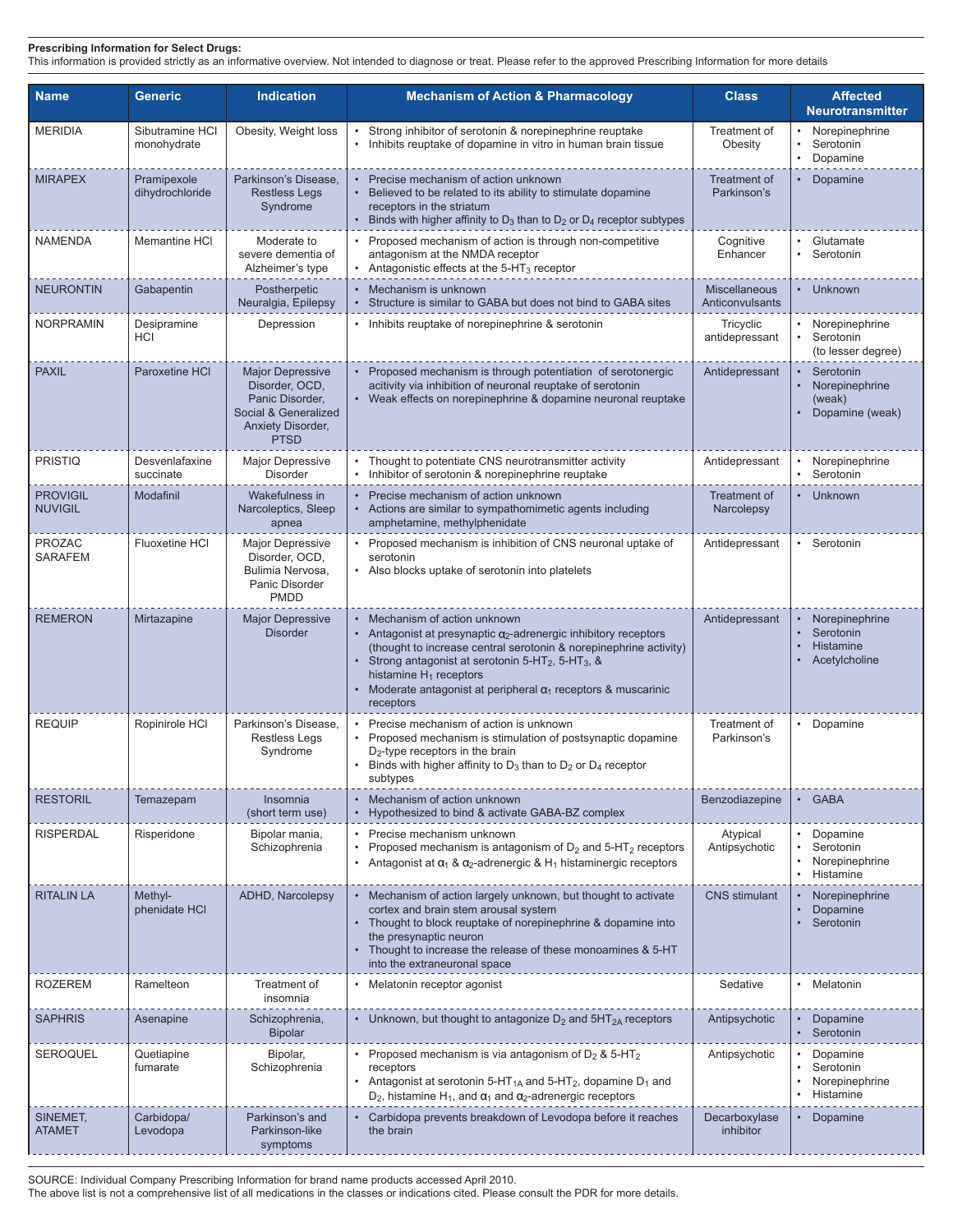**Prescribing Information for Select Drugs:**
This information is provided strictly as an informative overview. Not intended to diagnose or treat. Please refer to the approved Prescribing Information for more details

| Name | Generic | Indication | Mechanism of Action & Pharmacology | Class | Affected Neurotransmitter |
|---|---|---|---|---|---|
| MERIDIA | Sibutramine HCl monohydrate | Obesity, Weight loss | • Strong inhibitor of serotonin & norepinephrine reuptake<br>• Inhibits reuptake of dopamine in vitro in human brain tissue | Treatment of Obesity | • Norepinephrine<br>• Serotonin<br>• Dopamine |
| MIRAPEX | Pramipexole dihydrochloride | Parkinson's Disease, Restless Legs Syndrome | • Precise mechanism of action unknown<br>• Believed to be related to its ability to stimulate dopamine receptors in the striatum<br>• Binds with higher affinity to $D_3$ than to $D_2$ or $D_4$ receptor subtypes | Treatment of Parkinson's | • Dopamine |
| NAMENDA | Memantine HCl | Moderate to severe dementia of Alzheimer's type | • Proposed mechanism of action is through non-competitive antagonism at the NMDA receptor<br>• Antagonistic effects at the $5\text{-HT}_3$ receptor | Cognitive Enhancer | • Glutamate<br>• Serotonin |
| NEURONTIN | Gabapentin | Postherpetic Neuralgia, Epilepsy | • Mechanism is unknown<br>• Structure is similar to GABA but does not bind to GABA sites | Miscellaneous Anticonvulsants | • Unknown |
| NORPRAMIN | Desipramine HCl | Depression | • Inhibits reuptake of norepinephrine & serotonin | Tricyclic antidepressant | • Norepinephrine<br>• Serotonin (to lesser degree) |
| PAXIL | Paroxetine HCl | Major Depressive Disorder, OCD, Panic Disorder, Social & Generalized Anxiety Disorder, PTSD | • Proposed mechanism is through potentiation of serotonergic acitivity via inhibition of neuronal reuptake of serotonin<br>• Weak effects on norepinephrine & dopamine neuronal reuptake | Antidepressant | • Serotonin<br>• Norepinephrine (weak)<br>• Dopamine (weak) |
| PRISTIQ | Desvenlafaxine succinate | Major Depressive Disorder | • Thought to potentiate CNS neurotransmitter activity<br>• Inhibitor of serotonin & norepinephrine reuptake | Antidepressant | • Norepinephrine<br>• Serotonin |
| PROVIGIL NUVIGIL | Modafinil | Wakefulness in Narcoleptics, Sleep apnea | • Precise mechanism of action unknown<br>• Actions are similar to sympathomimetic agents including amphetamine, methylphenidate | Treatment of Narcolepsy | • Unknown |
| PROZAC SARAFEM | Fluoxetine HCl | Major Depressive Disorder, OCD, Bulimia Nervosa, Panic Disorder PMDD | • Proposed mechanism is inhibition of CNS neuronal uptake of serotonin<br>• Also blocks uptake of serotonin into platelets | Antidepressant | • Serotonin |
| REMERON | Mirtazapine | Major Depressive Disorder | • Mechanism of action unknown<br>• Antagonist at presynaptic $\alpha_2$-adrenergic inhibitory receptors (thought to increase central serotonin & norepinephrine activity)<br>• Strong antagonist at serotonin $5\text{-HT}_2$, $5\text{-HT}_3$, & histamine $H_1$ receptors<br>• Moderate antagonist at peripheral $\alpha_1$ receptors & muscarinic receptors | Antidepressant | • Norepinephrine<br>• Serotonin<br>• Histamine<br>• Acetylcholine |
| REQUIP | Ropinirole HCl | Parkinson's Disease, Restless Legs Syndrome | • Precise mechanism of action is unknown<br>• Proposed mechanism is stimulation of postsynaptic dopamine $D_2$-type receptors in the brain<br>• Binds with higher affinity to $D_3$ than to $D_2$ or $D_4$ receptor subtypes | Treatment of Parkinson's | • Dopamine |
| RESTORIL | Temazepam | Insomnia (short term use) | • Mechanism of action unknown<br>• Hypothesized to bind & activate GABA-BZ complex | Benzodiazepine | • GABA |
| RISPERDAL | Risperidone | Bipolar mania, Schizophrenia | • Precise mechanism unknown<br>• Proposed mechanism is antagonism of $D_2$ and $5\text{-HT}_2$ receptors<br>• Antagonist at $\alpha_1$ & $\alpha_2$-adrenergic & $H_1$ histaminergic receptors | Atypical Antipsychotic | • Dopamine<br>• Serotonin<br>• Norepinephrine<br>• Histamine |
| RITALIN LA | Methyl-phenidate HCl | ADHD, Narcolepsy | • Mechanism of action largely unknown, but thought to activate cortex and brain stem arousal system<br>• Thought to block reuptake of norepinephrine & dopamine into the presynaptic neuron<br>• Thought to increase the release of these monoamines & 5-HT into the extraneuronal space | CNS stimulant | • Norepinephrine<br>• Dopamine<br>• Serotonin |
| ROZEREM | Ramelteon | Treatment of insomnia | • Melatonin receptor agonist | Sedative | • Melatonin |
| SAPHRIS | Asenapine | Schizophrenia, Bipolar | • Unknown, but thought to antagonize $D_2$ and $5\text{HT}_{2A}$ receptors | Antipsychotic | • Dopamine<br>• Serotonin |
| SEROQUEL | Quetiapine fumarate | Bipolar, Schizophrenia | • Proposed mechanism is via antagonism of $D_2$ & $5\text{-HT}_2$ receptors<br>• Antagonist at serotonin $5\text{-HT}_{1A}$ and $5\text{-HT}_2$, dopamine $D_1$ and $D_2$, histamine $H_1$, and $\alpha_1$ and $\alpha_2$-adrenergic receptors | Antipsychotic | • Dopamine<br>• Serotonin<br>• Norepinephrine<br>• Histamine |
| SINEMET, ATAMET | Carbidopa/ Levodopa | Parkinson's and Parkinson-like symptoms | • Carbidopa prevents breakdown of Levodopa before it reaches the brain | Decarboxylase inhibitor | • Dopamine |

SOURCE: Individual Company Prescribing Information for brand name products accessed April 2010.
The above list is not a comprehensive list of all medications in the classes or indications cited. Please consult the PDR for more details.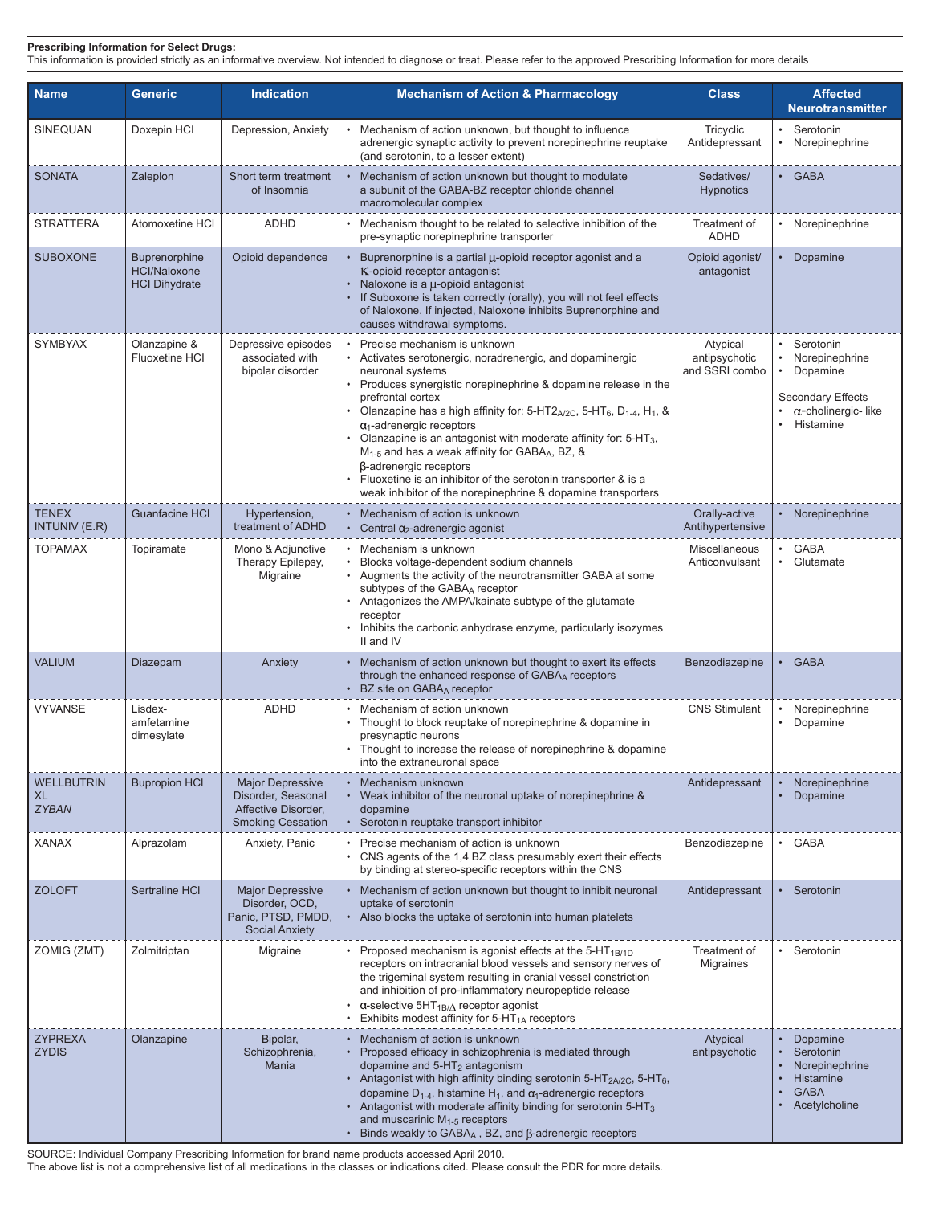**Prescribing Information for Select Drugs:**
This information is provided strictly as an informative overview. Not intended to diagnose or treat. Please refer to the approved Prescribing Information for more details

| Name | Generic | Indication | Mechanism of Action & Pharmacology | Class | Affected Neurotransmitter |
|---|---|---|---|---|---|
| SINEQUAN | Doxepin HCl | Depression, Anxiety | • Mechanism of action unknown, but thought to influence adrenergic synaptic activity to prevent norepinephrine reuptake (and serotonin, to a lesser extent) | Tricyclic Antidepressant | • Serotonin<br>• Norepinephrine |
| SONATA | Zaleplon | Short term treatment of Insomnia | • Mechanism of action unknown but thought to modulate a subunit of the GABA-BZ receptor chloride channel macromolecular complex | Sedatives/ Hypnotics | • GABA |
| STRATTERA | Atomoxetine HCl | ADHD | • Mechanism thought to be related to selective inhibition of the pre-synaptic norepinephrine transporter | Treatment of ADHD | • Norepinephrine |
| SUBOXONE | Buprenorphine HCl/Naloxone HCl Dihydrate | Opioid dependence | • Buprenorphine is a partial $\mu$-opioid receptor agonist and a $\kappa$-opioid receptor antagonist<br>• Naloxone is a $\mu$-opioid antagonist<br>• If Suboxone is taken correctly (orally), you will not feel effects of Naloxone. If injected, Naloxone inhibits Buprenorphine and causes withdrawal symptoms. | Opioid agonist/ antagonist | • Dopamine |
| SYMBYAX | Olanzapine & Fluoxetine HCl | Depressive episodes associated with bipolar disorder | • Precise mechanism is unknown<br>• Activates serotonergic, noradrenergic, and dopaminergic neuronal systems<br>• Produces synergistic norepinephrine & dopamine release in the prefrontal cortex<br>• Olanzapine has a high affinity for: 5-HT$2_{A/2C}$, 5-HT$_6$, D$_{1-4}$, H$_1$, & $\alpha_1$-adrenergic receptors<br>• Olanzapine is an antagonist with moderate affinity for: 5-HT$_3$, M$_{1-5}$ and has a weak affinity for GABA$_A$, BZ, & $\beta$-adrenergic receptors<br>• Fluoxetine is an inhibitor of the serotonin transporter & is a weak inhibitor of the norepinephrine & dopamine transporters | Atypical antipsychotic and SSRI combo | • Serotonin<br>• Norepinephrine<br>• Dopamine<br><br>Secondary Effects<br>• $\alpha$-cholinergic- like<br>• Histamine |
| TENEX INTUNIV (E.R) | Guanfacine HCl | Hypertension, treatment of ADHD | • Mechanism of action is unknown<br>• Central $\alpha_2$-adrenergic agonist | Orally-active Antihypertensive | • Norepinephrine |
| TOPAMAX | Topiramate | Mono & Adjunctive Therapy Epilepsy, Migraine | • Mechanism is unknown<br>• Blocks voltage-dependent sodium channels<br>• Augments the activity of the neurotransmitter GABA at some subtypes of the GABA$_A$ receptor<br>• Antagonizes the AMPA/kainate subtype of the glutamate receptor<br>• Inhibits the carbonic anhydrase enzyme, particularly isozymes II and IV | Miscellaneous Anticonvulsant | • GABA<br>• Glutamate |
| VALIUM | Diazepam | Anxiety | • Mechanism of action unknown but thought to exert its effects through the enhanced response of GABA$_A$ receptors<br>• BZ site on GABA$_A$ receptor | Benzodiazepine | • GABA |
| VYVANSE | Lisdex-amfetamine dimesylate | ADHD | • Mechanism of action unknown<br>• Thought to block reuptake of norepinephrine & dopamine in presynaptic neurons<br>• Thought to increase the release of norepinephrine & dopamine into the extraneuronal space | CNS Stimulant | • Norepinephrine<br>• Dopamine |
| WELLBUTRIN XL<br>*ZYBAN* | Bupropion HCl | Major Depressive Disorder, Seasonal Affective Disorder, Smoking Cessation | • Mechanism unknown<br>• Weak inhibitor of the neuronal uptake of norepinephrine & dopamine<br>• Serotonin reuptake transport inhibitor | Antidepressant | • Norepinephrine<br>• Dopamine |
| XANAX | Alprazolam | Anxiety, Panic | • Precise mechanism of action is unknown<br>• CNS agents of the 1,4 BZ class presumably exert their effects by binding at stereo-specific receptors within the CNS | Benzodiazepine | • GABA |
| ZOLOFT | Sertraline HCl | Major Depressive Disorder, OCD, Panic, PTSD, PMDD, Social Anxiety | • Mechanism of action unknown but thought to inhibit neuronal uptake of serotonin<br>• Also blocks the uptake of serotonin into human platelets | Antidepressant | • Serotonin |
| ZOMIG (ZMT) | Zolmitriptan | Migraine | • Proposed mechanism is agonist effects at the 5-HT$_{1B/1D}$ receptors on intracranial blood vessels and sensory nerves of the trigeminal system resulting in cranial vessel constriction and inhibition of pro-inflammatory neuropeptide release<br>• $\alpha$-selective 5HT$_{1B/\Delta}$ receptor agonist<br>• Exhibits modest affinity for 5-HT$_{1A}$ receptors | Treatment of Migraines | • Serotonin |
| ZYPREXA ZYDIS | Olanzapine | Bipolar, Schizophrenia, Mania | • Mechanism of action is unknown<br>• Proposed efficacy in schizophrenia is mediated through dopamine and 5-HT$_2$ antagonism<br>• Antagonist with high affinity binding serotonin 5-HT$_{2A/2C}$, 5-HT$_6$, dopamine D$_{1-4}$, histamine H$_1$, and $\alpha_1$-adrenergic receptors<br>• Antagonist with moderate affinity binding for serotonin 5-HT$_3$ and muscarinic M$_{1-5}$ receptors<br>• Binds weakly to GABA$_A$ , BZ, and $\beta$-adrenergic receptors | Atypical antipsychotic | • Dopamine<br>• Serotonin<br>• Norepinephrine<br>• Histamine<br>• GABA<br>• Acetylcholine |

SOURCE: Individual Company Prescribing Information for brand name products accessed April 2010.
The above list is not a comprehensive list of all medications in the classes or indications cited. Please consult the PDR for more details.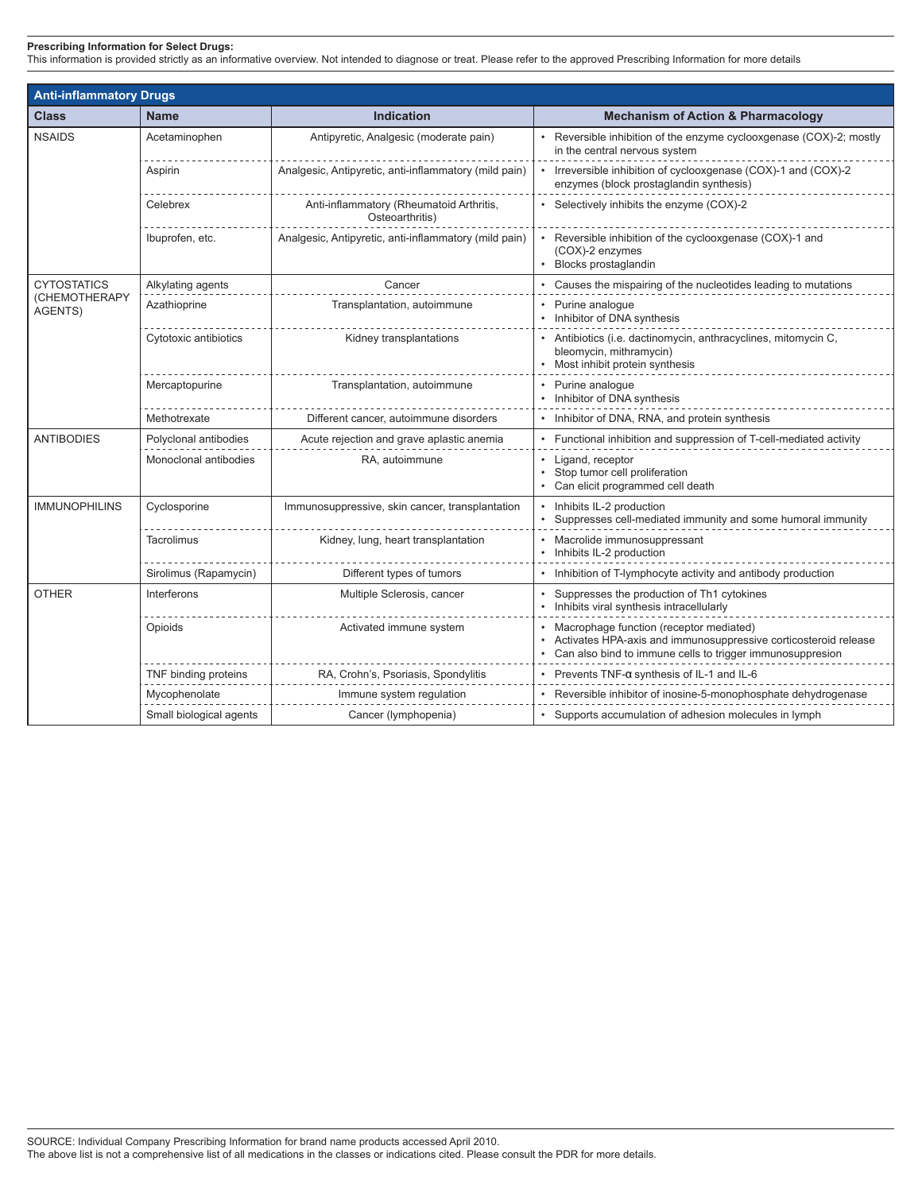**Prescribing Information for Select Drugs:**
This information is provided strictly as an informative overview. Not intended to diagnose or treat. Please refer to the approved Prescribing Information for more details

**Anti-inflammatory Drugs**

| Class | Name | Indication | Mechanism of Action & Pharmacology |
|---|---|---|---|
| NSAIDS | Acetaminophen | Antipyretic, Analgesic (moderate pain) | • Reversible inhibition of the enzyme cyclooxgenase (COX)-2; mostly in the central nervous system |
| | Aspirin | Analgesic, Antipyretic, anti-inflammatory (mild pain) | • Irreversible inhibition of cyclooxgenase (COX)-1 and (COX)-2 enzymes (block prostaglandin synthesis) |
| | Celebrex | Anti-inflammatory (Rheumatoid Arthritis, Osteoarthritis) | • Selectively inhibits the enzyme (COX)-2 |
| | Ibuprofen, etc. | Analgesic, Antipyretic, anti-inflammatory (mild pain) | • Reversible inhibition of the cyclooxgenase (COX)-1 and (COX)-2 enzymes<br>• Blocks prostaglandin |
| CYTOSTATICS (CHEMOTHERAPY AGENTS) | Alkylating agents | Cancer | • Causes the mispairing of the nucleotides leading to mutations |
| | Azathioprine | Transplantation, autoimmune | • Purine analogue<br>• Inhibitor of DNA synthesis |
| | Cytotoxic antibiotics | Kidney transplantations | • Antibiotics (i.e. dactinomycin, anthracyclines, mitomycin C, bleomycin, mithramycin)<br>• Most inhibit protein synthesis |
| | Mercaptopurine | Transplantation, autoimmune | • Purine analogue<br>• Inhibitor of DNA synthesis |
| | Methotrexate | Different cancer, autoimmune disorders | • Inhibitor of DNA, RNA, and protein synthesis |
| ANTIBODIES | Polyclonal antibodies | Acute rejection and grave aplastic anemia | • Functional inhibition and suppression of T-cell-mediated activity |
| | Monoclonal antibodies | RA, autoimmune | • Ligand, receptor<br>• Stop tumor cell proliferation<br>• Can elicit programmed cell death |
| IMMUNOPHILINS | Cyclosporine | Immunosuppressive, skin cancer, transplantation | • Inhibits IL-2 production<br>• Suppresses cell-mediated immunity and some humoral immunity |
| | Tacrolimus | Kidney, lung, heart transplantation | • Macrolide immunosuppressant<br>• Inhibits IL-2 production |
| | Sirolimus (Rapamycin) | Different types of tumors | • Inhibition of T-lymphocyte activity and antibody production |
| OTHER | Interferons | Multiple Sclerosis, cancer | • Suppresses the production of Th1 cytokines<br>• Inhibits viral synthesis intracellularly |
| | Opioids | Activated immune system | • Macrophage function (receptor mediated)<br>• Activates HPA-axis and immunosuppressive corticosteroid release<br>• Can also bind to immune cells to trigger immunosuppression |
| | TNF binding proteins | RA, Crohn's, Psoriasis, Spondylitis | • Prevents TNF-α synthesis of IL-1 and IL-6 |
| | Mycophenolate | Immune system regulation | • Reversible inhibitor of inosine-5-monophosphate dehydrogenase |
| | Small biological agents | Cancer (lymphopenia) | • Supports accumulation of adhesion molecules in lymph |

SOURCE: Individual Company Prescribing Information for brand name products accessed April 2010.
The above list is not a comprehensive list of all medications in the classes or indications cited. Please consult the PDR for more details.